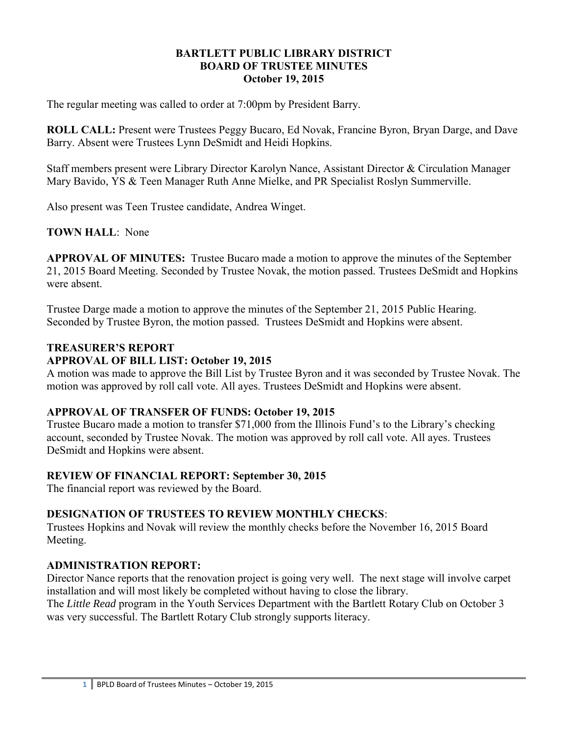# BARTLETT PUBLIC LIBRARY DISTRICT
## BOARD OF TRUSTEE MINUTES
### October 19, 2015

The regular meeting was called to order at 7:00pm by President Barry.

**ROLL CALL:** Present were Trustees Peggy Bucaro, Ed Novak, Francine Byron, Bryan Darge, and Dave Barry. Absent were Trustees Lynn DeSmidt and Heidi Hopkins.

Staff members present were Library Director Karolyn Nance, Assistant Director & Circulation Manager Mary Bavido, YS & Teen Manager Ruth Anne Mielke, and PR Specialist Roslyn Summerville.

Also present was Teen Trustee candidate, Andrea Winget.

**TOWN HALL**: None

**APPROVAL OF MINUTES:** Trustee Bucaro made a motion to approve the minutes of the September 21, 2015 Board Meeting. Seconded by Trustee Novak, the motion passed. Trustees DeSmidt and Hopkins were absent.

Trustee Darge made a motion to approve the minutes of the September 21, 2015 Public Hearing. Seconded by Trustee Byron, the motion passed. Trustees DeSmidt and Hopkins were absent.

**TREASURER'S REPORT**

**APPROVAL OF BILL LIST: October 19, 2015**

A motion was made to approve the Bill List by Trustee Byron and it was seconded by Trustee Novak. The motion was approved by roll call vote. All ayes. Trustees DeSmidt and Hopkins were absent.

**APPROVAL OF TRANSFER OF FUNDS: October 19, 2015**

Trustee Bucaro made a motion to transfer $71,000 from the Illinois Fund's to the Library's checking account, seconded by Trustee Novak. The motion was approved by roll call vote. All ayes. Trustees DeSmidt and Hopkins were absent.

**REVIEW OF FINANCIAL REPORT: September 30, 2015**

The financial report was reviewed by the Board.

**DESIGNATION OF TRUSTEES TO REVIEW MONTHLY CHECKS**:

Trustees Hopkins and Novak will review the monthly checks before the November 16, 2015 Board Meeting.

**ADMINISTRATION REPORT:**

Director Nance reports that the renovation project is going very well. The next stage will involve carpet installation and will most likely be completed without having to close the library.

The *Little Read* program in the Youth Services Department with the Bartlett Rotary Club on October 3 was very successful. The Bartlett Rotary Club strongly supports literacy.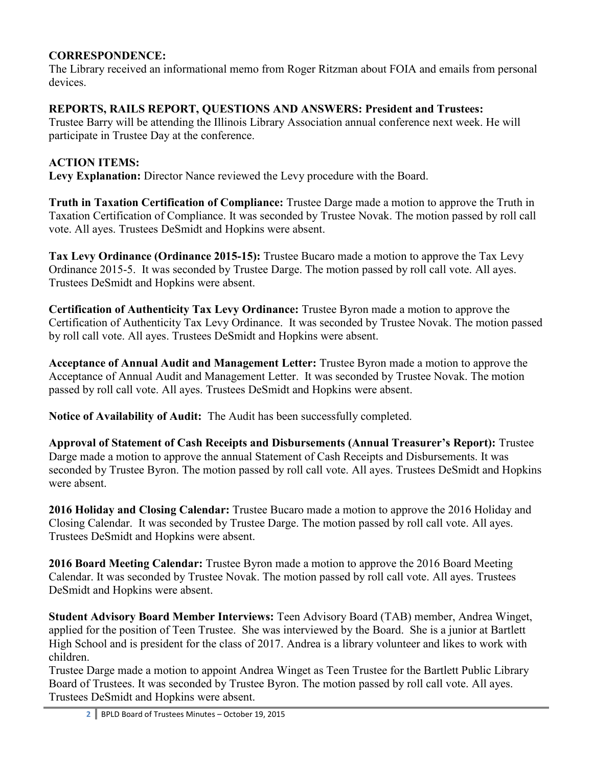**CORRESPONDENCE:**
The Library received an informational memo from Roger Ritzman about FOIA and emails from personal devices.

**REPORTS, RAILS REPORT, QUESTIONS AND ANSWERS: President and Trustees:**
Trustee Barry will be attending the Illinois Library Association annual conference next week. He will participate in Trustee Day at the conference.

**ACTION ITEMS:**
**Levy Explanation:** Director Nance reviewed the Levy procedure with the Board.

**Truth in Taxation Certification of Compliance:** Trustee Darge made a motion to approve the Truth in Taxation Certification of Compliance. It was seconded by Trustee Novak. The motion passed by roll call vote. All ayes. Trustees DeSmidt and Hopkins were absent.

**Tax Levy Ordinance (Ordinance 2015-15):** Trustee Bucaro made a motion to approve the Tax Levy Ordinance 2015-5. It was seconded by Trustee Darge. The motion passed by roll call vote. All ayes. Trustees DeSmidt and Hopkins were absent.

**Certification of Authenticity Tax Levy Ordinance:** Trustee Byron made a motion to approve the Certification of Authenticity Tax Levy Ordinance. It was seconded by Trustee Novak. The motion passed by roll call vote. All ayes. Trustees DeSmidt and Hopkins were absent.

**Acceptance of Annual Audit and Management Letter:** Trustee Byron made a motion to approve the Acceptance of Annual Audit and Management Letter. It was seconded by Trustee Novak. The motion passed by roll call vote. All ayes. Trustees DeSmidt and Hopkins were absent.

**Notice of Availability of Audit:** The Audit has been successfully completed.

**Approval of Statement of Cash Receipts and Disbursements (Annual Treasurer's Report):** Trustee Darge made a motion to approve the annual Statement of Cash Receipts and Disbursements. It was seconded by Trustee Byron. The motion passed by roll call vote. All ayes. Trustees DeSmidt and Hopkins were absent.

**2016 Holiday and Closing Calendar:** Trustee Bucaro made a motion to approve the 2016 Holiday and Closing Calendar. It was seconded by Trustee Darge. The motion passed by roll call vote. All ayes. Trustees DeSmidt and Hopkins were absent.

**2016 Board Meeting Calendar:** Trustee Byron made a motion to approve the 2016 Board Meeting Calendar. It was seconded by Trustee Novak. The motion passed by roll call vote. All ayes. Trustees DeSmidt and Hopkins were absent.

**Student Advisory Board Member Interviews:** Teen Advisory Board (TAB) member, Andrea Winget, applied for the position of Teen Trustee. She was interviewed by the Board. She is a junior at Bartlett High School and is president for the class of 2017. Andrea is a library volunteer and likes to work with children.
Trustee Darge made a motion to appoint Andrea Winget as Teen Trustee for the Bartlett Public Library Board of Trustees. It was seconded by Trustee Byron. The motion passed by roll call vote. All ayes. Trustees DeSmidt and Hopkins were absent.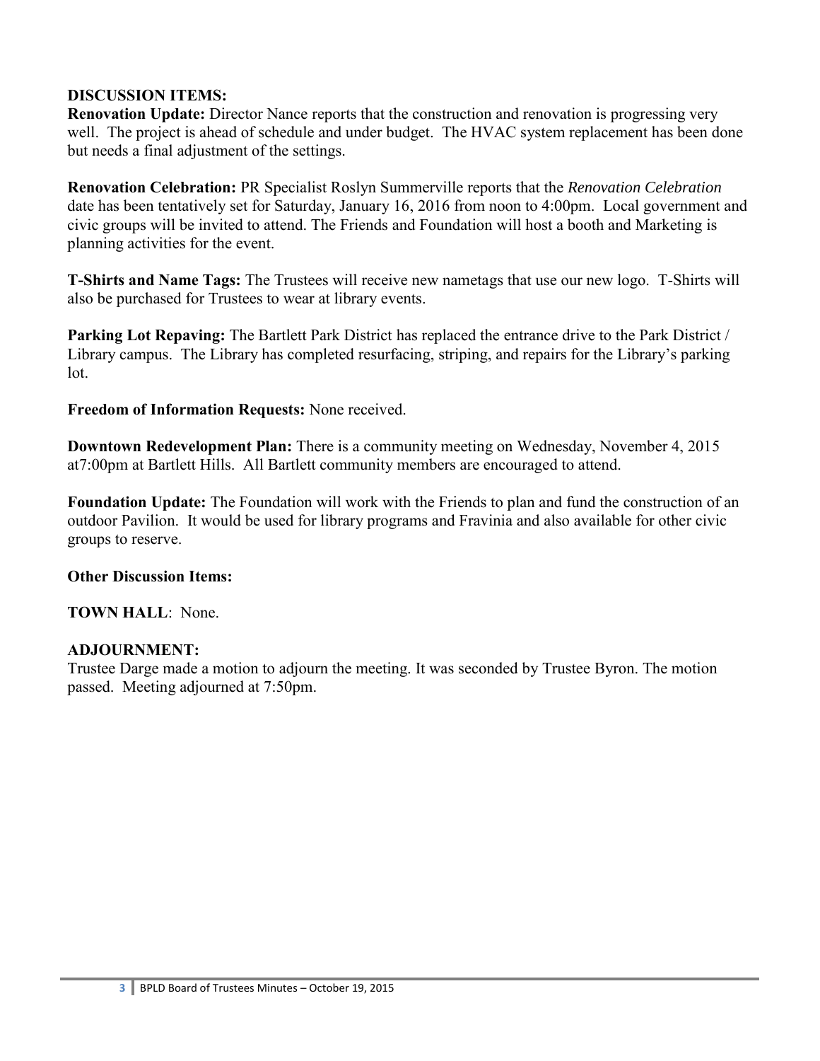**DISCUSSION ITEMS:**

**Renovation Update:** Director Nance reports that the construction and renovation is progressing very well. The project is ahead of schedule and under budget. The HVAC system replacement has been done but needs a final adjustment of the settings.

**Renovation Celebration:** PR Specialist Roslyn Summerville reports that the *Renovation Celebration* date has been tentatively set for Saturday, January 16, 2016 from noon to 4:00pm. Local government and civic groups will be invited to attend. The Friends and Foundation will host a booth and Marketing is planning activities for the event.

**T-Shirts and Name Tags:** The Trustees will receive new nametags that use our new logo. T-Shirts will also be purchased for Trustees to wear at library events.

**Parking Lot Repaving:** The Bartlett Park District has replaced the entrance drive to the Park District / Library campus. The Library has completed resurfacing, striping, and repairs for the Library's parking lot.

**Freedom of Information Requests:** None received.

**Downtown Redevelopment Plan:** There is a community meeting on Wednesday, November 4, 2015 at7:00pm at Bartlett Hills. All Bartlett community members are encouraged to attend.

**Foundation Update:** The Foundation will work with the Friends to plan and fund the construction of an outdoor Pavilion. It would be used for library programs and Fravinia and also available for other civic groups to reserve.

**Other Discussion Items:**

**TOWN HALL**: None.

**ADJOURNMENT:**

Trustee Darge made a motion to adjourn the meeting. It was seconded by Trustee Byron. The motion passed. Meeting adjourned at 7:50pm.